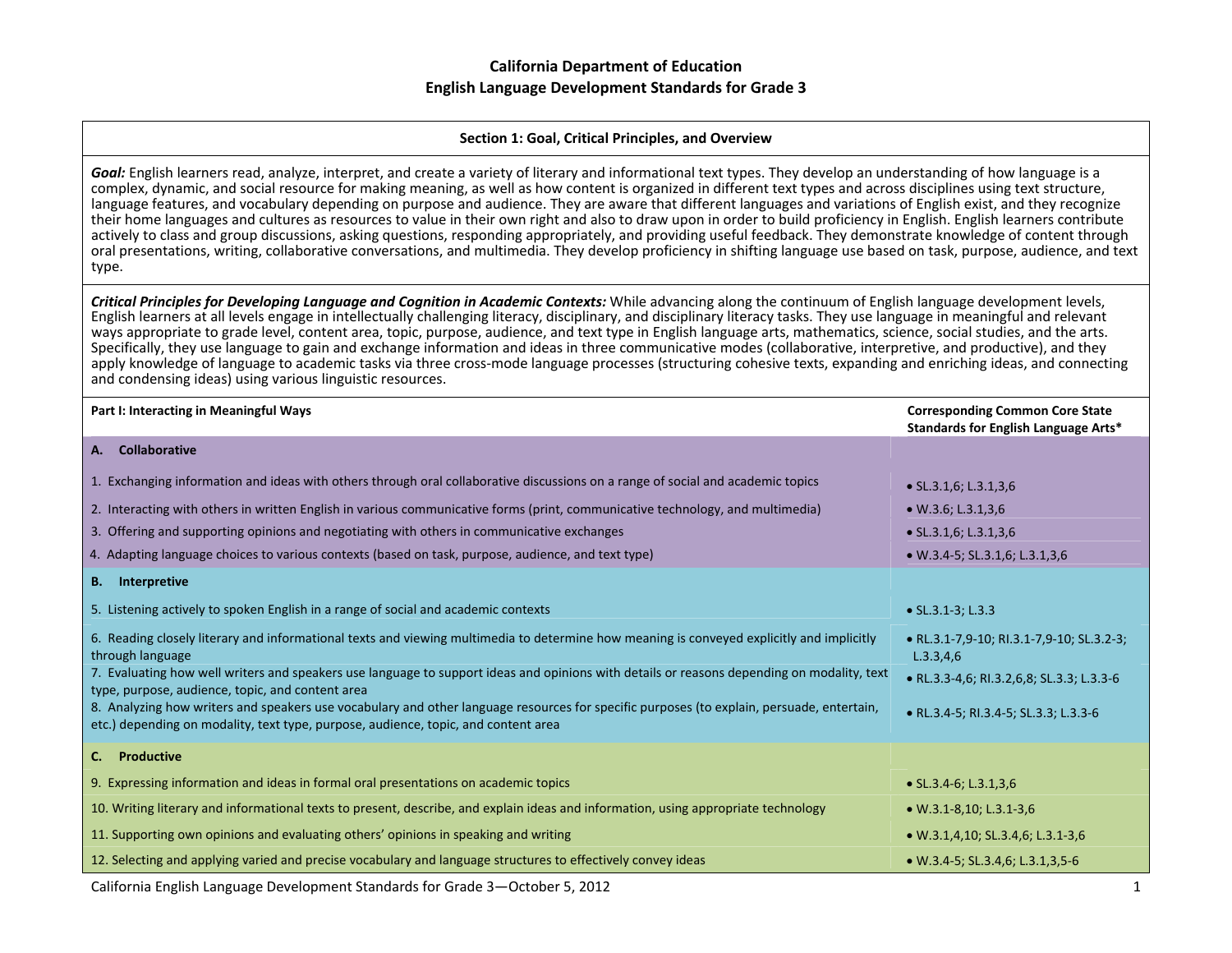# California Department of Education
## English Language Development Standards for Grade 3

### Section 1: Goal, Critical Principles, and Overview

***Goal:*** English learners read, analyze, interpret, and create a variety of literary and informational text types. They develop an understanding of how language is a complex, dynamic, and social resource for making meaning, as well as how content is organized in different text types and across disciplines using text structure, language features, and vocabulary depending on purpose and audience. They are aware that different languages and variations of English exist, and they recognize their home languages and cultures as resources to value in their own right and also to draw upon in order to build proficiency in English. English learners contribute actively to class and group discussions, asking questions, responding appropriately, and providing useful feedback. They demonstrate knowledge of content through oral presentations, writing, collaborative conversations, and multimedia. They develop proficiency in shifting language use based on task, purpose, audience, and text type.

***Critical Principles for Developing Language and Cognition in Academic Contexts:*** While advancing along the continuum of English language development levels, English learners at all levels engage in intellectually challenging literacy, disciplinary, and disciplinary literacy tasks. They use language in meaningful and relevant ways appropriate to grade level, content area, topic, purpose, audience, and text type in English language arts, mathematics, science, social studies, and the arts. Specifically, they use language to gain and exchange information and ideas in three communicative modes (collaborative, interpretive, and productive), and they apply knowledge of language to academic tasks via three cross-mode language processes (structuring cohesive texts, expanding and enriching ideas, and connecting and condensing ideas) using various linguistic resources.

| **Part I: Interacting in Meaningful Ways** | **Corresponding Common Core State Standards for English Language Arts*** |
|---|---|
| **A. Collaborative** | |
| 1. Exchanging information and ideas with others through oral collaborative discussions on a range of social and academic topics | • SL.3.1,6; L.3.1,3,6 |
| 2. Interacting with others in written English in various communicative forms (print, communicative technology, and multimedia) | • W.3.6; L.3.1,3,6 |
| 3. Offering and supporting opinions and negotiating with others in communicative exchanges | • SL.3.1,6; L.3.1,3,6 |
| 4. Adapting language choices to various contexts (based on task, purpose, audience, and text type) | • W.3.4-5; SL.3.1,6; L.3.1,3,6 |
| **B. Interpretive** | |
| 5. Listening actively to spoken English in a range of social and academic contexts | • SL.3.1-3; L.3.3 |
| 6. Reading closely literary and informational texts and viewing multimedia to determine how meaning is conveyed explicitly and implicitly through language | • RL.3.1-7,9-10; RI.3.1-7,9-10; SL.3.2-3; L.3.3,4,6 |
| 7. Evaluating how well writers and speakers use language to support ideas and opinions with details or reasons depending on modality, text type, purpose, audience, topic, and content area | • RL.3.3-4,6; RI.3.2,6,8; SL.3.3; L.3.3-6 |
| 8. Analyzing how writers and speakers use vocabulary and other language resources for specific purposes (to explain, persuade, entertain, etc.) depending on modality, text type, purpose, audience, topic, and content area | • RL.3.4-5; RI.3.4-5; SL.3.3; L.3.3-6 |
| **C. Productive** | |
| 9. Expressing information and ideas in formal oral presentations on academic topics | • SL.3.4-6; L.3.1,3,6 |
| 10. Writing literary and informational texts to present, describe, and explain ideas and information, using appropriate technology | • W.3.1-8,10; L.3.1-3,6 |
| 11. Supporting own opinions and evaluating others' opinions in speaking and writing | • W.3.1,4,10; SL.3.4,6; L.3.1-3,6 |
| 12. Selecting and applying varied and precise vocabulary and language structures to effectively convey ideas | • W.3.4-5; SL.3.4,6; L.3.1,3,5-6 |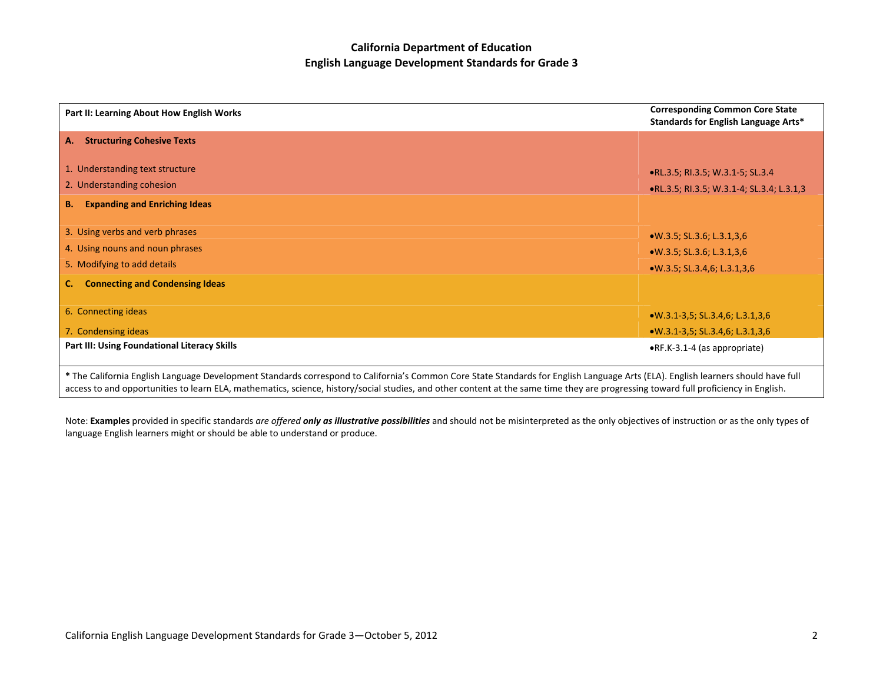# California Department of Education
## English Language Development Standards for Grade 3

| Part II: Learning About How English Works | Corresponding Common Core State Standards for English Language Arts* |
|---|---|
| **A. Structuring Cohesive Texts** | |
| 1. Understanding text structure | •RL.3.5; RI.3.5; W.3.1-5; SL.3.4 |
| 2. Understanding cohesion | •RL.3.5; RI.3.5; W.3.1-4; SL.3.4; L.3.1,3 |
| **B. Expanding and Enriching Ideas** | |
| 3. Using verbs and verb phrases | •W.3.5; SL.3.6; L.3.1,3,6 |
| 4. Using nouns and noun phrases | •W.3.5; SL.3.6; L.3.1,3,6 |
| 5. Modifying to add details | •W.3.5; SL.3.4,6; L.3.1,3,6 |
| **C. Connecting and Condensing Ideas** | |
| 6. Connecting ideas | •W.3.1-3,5; SL.3.4,6; L.3.1,3,6 |
| 7. Condensing ideas | •W.3.1-3,5; SL.3.4,6; L.3.1,3,6 |
| **Part III: Using Foundational Literacy Skills** | •RF.K-3.1-4 (as appropriate) |

**\*** The California English Language Development Standards correspond to California's Common Core State Standards for English Language Arts (ELA). English learners should have full access to and opportunities to learn ELA, mathematics, science, history/social studies, and other content at the same time they are progressing toward full proficiency in English.

Note: **Examples** provided in specific standards *are offered* ***only as illustrative possibilities*** and should not be misinterpreted as the only objectives of instruction or as the only types of language English learners might or should be able to understand or produce.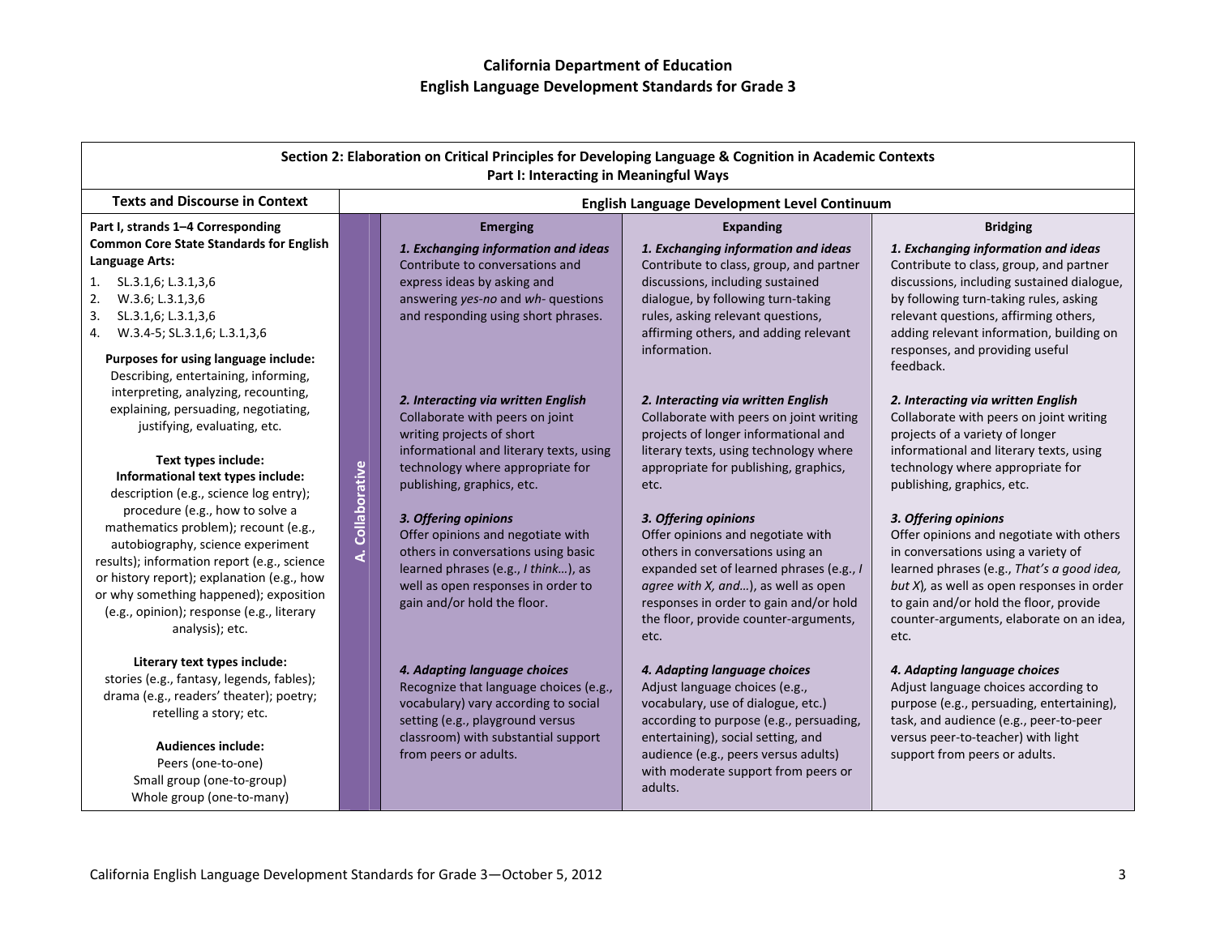## California Department of Education
## English Language Development Standards for Grade 3

| Section 2: Elaboration on Critical Principles for Developing Language & Cognition in Academic Contexts<br>Part I: Interacting in Meaningful Ways | | | | |
|---|---|---|---|---|
| **Texts and Discourse in Context** | **English Language Development Level Continuum** | | | |
| **Part I, strands 1–4 Corresponding Common Core State Standards for English Language Arts:**<br>1. SL.3.1,6; L.3.1,3,6<br>2. W.3.6; L.3.1,3,6<br>3. SL.3.1,6; L.3.1,3,6<br>4. W.3.4-5; SL.3.1,6; L.3.1,3,6<br><br>**Purposes for using language include:** Describing, entertaining, informing, interpreting, analyzing, recounting, explaining, persuading, negotiating, justifying, evaluating, etc.<br><br>**Text types include:**<br>**Informational text types include:** description (e.g., science log entry); procedure (e.g., how to solve a mathematics problem); recount (e.g., autobiography, science experiment results); information report (e.g., science or history report); explanation (e.g., how or why something happened); exposition (e.g., opinion); response (e.g., literary analysis); etc.<br><br>**Literary text types include:** stories (e.g., fantasy, legends, fables); drama (e.g., readers' theater); poetry; retelling a story; etc.<br><br>**Audiences include:**<br>Peers (one-to-one)<br>Small group (one-to-group)<br>Whole group (one-to-many) | **A. Collaborative** | **Emerging**<br><br>***1. Exchanging information and ideas***<br>Contribute to conversations and express ideas by asking and answering *yes-no* and *wh-* questions and responding using short phrases.<br><br>***2. Interacting via written English***<br>Collaborate with peers on joint writing projects of short informational and literary texts, using technology where appropriate for publishing, graphics, etc.<br><br>***3. Offering opinions***<br>Offer opinions and negotiate with others in conversations using basic learned phrases (e.g., *I think…*), as well as open responses in order to gain and/or hold the floor.<br><br>***4. Adapting language choices***<br>Recognize that language choices (e.g., vocabulary) vary according to social setting (e.g., playground versus classroom) with substantial support from peers or adults. | **Expanding**<br><br>***1. Exchanging information and ideas***<br>Contribute to class, group, and partner discussions, including sustained dialogue, by following turn-taking rules, asking relevant questions, affirming others, and adding relevant information.<br><br>***2. Interacting via written English***<br>Collaborate with peers on joint writing projects of longer informational and literary texts, using technology where appropriate for publishing, graphics, etc.<br><br>***3. Offering opinions***<br>Offer opinions and negotiate with others in conversations using an expanded set of learned phrases (e.g., *I agree with X, and…*), as well as open responses in order to gain and/or hold the floor, provide counter-arguments, etc.<br><br>***4. Adapting language choices***<br>Adjust language choices (e.g., vocabulary, use of dialogue, etc.) according to purpose (e.g., persuading, entertaining), social setting, and audience (e.g., peers versus adults) with moderate support from peers or adults. | **Bridging**<br><br>***1. Exchanging information and ideas***<br>Contribute to class, group, and partner discussions, including sustained dialogue, by following turn-taking rules, asking relevant questions, affirming others, adding relevant information, building on responses, and providing useful feedback.<br><br>***2. Interacting via written English***<br>Collaborate with peers on joint writing projects of a variety of longer informational and literary texts, using technology where appropriate for publishing, graphics, etc.<br><br>***3. Offering opinions***<br>Offer opinions and negotiate with others in conversations using a variety of learned phrases (e.g., *That's a good idea, but X*), as well as open responses in order to gain and/or hold the floor, provide counter-arguments, elaborate on an idea, etc.<br><br>***4. Adapting language choices***<br>Adjust language choices according to purpose (e.g., persuading, entertaining), task, and audience (e.g., peer-to-peer versus peer-to-teacher) with light support from peers or adults. |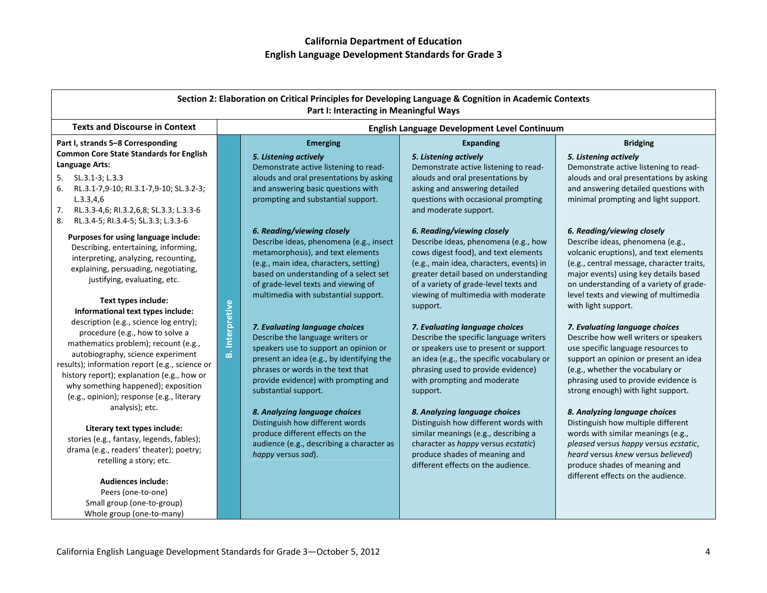## California Department of Education
## English Language Development Standards for Grade 3

| Section 2: Elaboration on Critical Principles for Developing Language & Cognition in Academic Contexts<br>Part I: Interacting in Meaningful Ways | | | | |
|---|---|---|---|---|
| **Texts and Discourse in Context** | **English Language Development Level Continuum** | | | |
| | | **Emerging** | **Expanding** | **Bridging** |
| **Part I, strands 5–8 Corresponding Common Core State Standards for English Language Arts:**<br>5. SL.3.1-3; L.3.3<br>6. RL.3.1-7,9-10; RI.3.1-7,9-10; SL.3.2-3; L.3.3,4,6<br>7. RL.3.3-4,6; RI.3.2,6,8; SL.3.3; L.3.3-6<br>8. RL.3.4-5; RI.3.4-5; SL.3.3; L.3.3-6<br><br>**Purposes for using language include:**<br>Describing, entertaining, informing, interpreting, analyzing, recounting, explaining, persuading, negotiating, justifying, evaluating, etc.<br><br>**Text types include:**<br>**Informational text types include:**<br>description (e.g., science log entry); procedure (e.g., how to solve a mathematics problem); recount (e.g., autobiography, science experiment results); information report (e.g., science or history report); explanation (e.g., how or why something happened); exposition (e.g., opinion); response (e.g., literary analysis); etc.<br><br>**Literary text types include:**<br>stories (e.g., fantasy, legends, fables); drama (e.g., readers' theater); poetry; retelling a story; etc.<br><br>**Audiences include:**<br>Peers (one-to-one)<br>Small group (one-to-group)<br>Whole group (one-to-many) | **B. Interpretive** | ***5. Listening actively***<br>Demonstrate active listening to read-alouds and oral presentations by asking and answering basic questions with prompting and substantial support.<br><br>***6. Reading/viewing closely***<br>Describe ideas, phenomena (e.g., insect metamorphosis), and text elements (e.g., main idea, characters, setting) based on understanding of a select set of grade-level texts and viewing of multimedia with substantial support.<br><br>***7. Evaluating language choices***<br>Describe the language writers or speakers use to support an opinion or present an idea (e.g., by identifying the phrases or words in the text that provide evidence) with prompting and substantial support.<br><br>***8. Analyzing language choices***<br>Distinguish how different words produce different effects on the audience (e.g., describing a character as *happy* versus *sad*). | ***5. Listening actively***<br>Demonstrate active listening to read-alouds and oral presentations by asking and answering detailed questions with occasional prompting and moderate support.<br><br>***6. Reading/viewing closely***<br>Describe ideas, phenomena (e.g., how cows digest food), and text elements (e.g., main idea, characters, events) in greater detail based on understanding of a variety of grade-level texts and viewing of multimedia with moderate support.<br><br>***7. Evaluating language choices***<br>Describe the specific language writers or speakers use to present or support an idea (e.g., the specific vocabulary or phrasing used to provide evidence) with prompting and moderate support.<br><br>***8. Analyzing language choices***<br>Distinguish how different words with similar meanings (e.g., describing a character as *happy* versus *ecstatic*) produce shades of meaning and different effects on the audience. | ***5. Listening actively***<br>Demonstrate active listening to read-alouds and oral presentations by asking and answering detailed questions with minimal prompting and light support.<br><br>***6. Reading/viewing closely***<br>Describe ideas, phenomena (e.g., volcanic eruptions), and text elements (e.g., central message, character traits, major events) using key details based on understanding of a variety of grade-level texts and viewing of multimedia with light support.<br><br>***7. Evaluating language choices***<br>Describe how well writers or speakers use specific language resources to support an opinion or present an idea (e.g., whether the vocabulary or phrasing used to provide evidence is strong enough) with light support.<br><br>***8. Analyzing language choices***<br>Distinguish how multiple different words with similar meanings (e.g., *pleased* versus *happy* versus *ecstatic*, *heard* versus *knew* versus *believed*) produce shades of meaning and different effects on the audience. |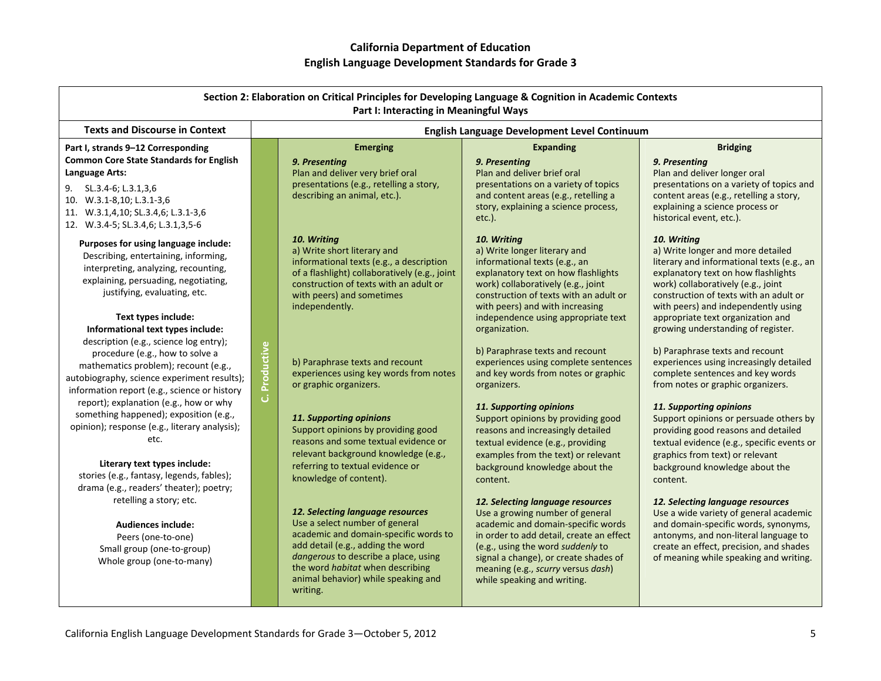## California Department of Education
## English Language Development Standards for Grade 3

### Section 2: Elaboration on Critical Principles for Developing Language & Cognition in Academic Contexts
### Part I: Interacting in Meaningful Ways

| Texts and Discourse in Context | | English Language Development Level Continuum | | |
|---|---|---|---|---|
| | | **Emerging** | **Expanding** | **Bridging** |
| **Part I, strands 9–12 Corresponding Common Core State Standards for English Language Arts:** 9. SL.3.4-6; L.3.1,3,6 10. W.3.1-8,10; L.3.1-3,6 11. W.3.1,4,10; SL.3.4,6; L.3.1-3,6 12. W.3.4-5; SL.3.4,6; L.3.1,3,5-6 | C. Productive | ***9. Presenting*** Plan and deliver very brief oral presentations (e.g., retelling a story, describing an animal, etc.). | ***9. Presenting*** Plan and deliver brief oral presentations on a variety of topics and content areas (e.g., retelling a story, explaining a science process, etc.). | ***9. Presenting*** Plan and deliver longer oral presentations on a variety of topics and content areas (e.g., retelling a story, explaining a science process or historical event, etc.). |
| **Purposes for using language include:** Describing, entertaining, informing, interpreting, analyzing, recounting, explaining, persuading, negotiating, justifying, evaluating, etc. | | ***10. Writing*** a) Write short literary and informational texts (e.g., a description of a flashlight) collaboratively (e.g., joint construction of texts with an adult or with peers) and sometimes independently. | ***10. Writing*** a) Write longer literary and informational texts (e.g., an explanatory text on how flashlights work) collaboratively (e.g., joint construction of texts with an adult or with peers) and with increasing independence using appropriate text organization. | ***10. Writing*** a) Write longer and more detailed literary and informational texts (e.g., an explanatory text on how flashlights work) collaboratively (e.g., joint construction of texts with an adult or with peers) and independently using appropriate text organization and growing understanding of register. |
| **Text types include:** **Informational text types include:** description (e.g., science log entry); procedure (e.g., how to solve a mathematics problem); recount (e.g., autobiography, science experiment results); information report (e.g., science or history report); explanation (e.g., how or why something happened); exposition (e.g., opinion); response (e.g., literary analysis); etc. | | b) Paraphrase texts and recount experiences using key words from notes or graphic organizers. | b) Paraphrase texts and recount experiences using complete sentences and key words from notes or graphic organizers. | b) Paraphrase texts and recount experiences using increasingly detailed complete sentences and key words from notes or graphic organizers. |
| **Literary text types include:** stories (e.g., fantasy, legends, fables); drama (e.g., readers' theater); poetry; retelling a story; etc. | | ***11. Supporting opinions*** Support opinions by providing good reasons and some textual evidence or relevant background knowledge (e.g., referring to textual evidence or knowledge of content). | ***11. Supporting opinions*** Support opinions by providing good reasons and increasingly detailed textual evidence (e.g., providing examples from the text) or relevant background knowledge about the content. | ***11. Supporting opinions*** Support opinions or persuade others by providing good reasons and detailed textual evidence (e.g., specific events or graphics from text) or relevant background knowledge about the content. |
| **Audiences include:** Peers (one-to-one) Small group (one-to-group) Whole group (one-to-many) | | ***12. Selecting language resources*** Use a select number of general academic and domain-specific words to add detail (e.g., adding the word *dangerous* to describe a place, using the word *habitat* when describing animal behavior) while speaking and writing. | ***12. Selecting language resources*** Use a growing number of general academic and domain-specific words in order to add detail, create an effect (e.g., using the word *suddenly* to signal a change), or create shades of meaning (e.g., *scurry* versus *dash*) while speaking and writing. | ***12. Selecting language resources*** Use a wide variety of general academic and domain-specific words, synonyms, antonyms, and non-literal language to create an effect, precision, and shades of meaning while speaking and writing. |

California English Language Development Standards for Grade 3—October 5, 2012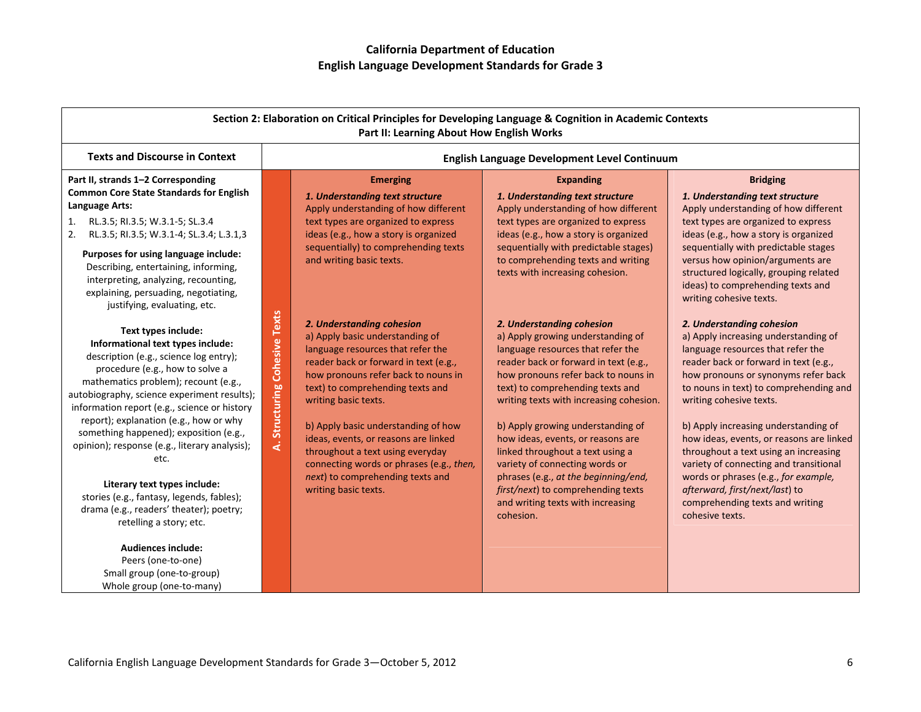**California Department of Education**
**English Language Development Standards for Grade 3**

| Section 2: Elaboration on Critical Principles for Developing Language & Cognition in Academic Contexts<br>Part II: Learning About How English Works | | | | |
|---|---|---|---|---|
| **Texts and Discourse in Context** | | **English Language Development Level Continuum** | | |
| | | **Emerging** | **Expanding** | **Bridging** |
| **Part II, strands 1–2 Corresponding Common Core State Standards for English Language Arts:**<br>1. RL.3.5; RI.3.5; W.3.1-5; SL.3.4<br>2. RL.3.5; RI.3.5; W.3.1-4; SL.3.4; L.3.1,3<br><br>**Purposes for using language include:** Describing, entertaining, informing, interpreting, analyzing, recounting, explaining, persuading, negotiating, justifying, evaluating, etc.<br><br>**Text types include:**<br>**Informational text types include:** description (e.g., science log entry); procedure (e.g., how to solve a mathematics problem); recount (e.g., autobiography, science experiment results); information report (e.g., science or history report); explanation (e.g., how or why something happened); exposition (e.g., opinion); response (e.g., literary analysis); etc.<br><br>**Literary text types include:** stories (e.g., fantasy, legends, fables); drama (e.g., readers' theater); poetry; retelling a story; etc.<br><br>**Audiences include:**<br>Peers (one-to-one)<br>Small group (one-to-group)<br>Whole group (one-to-many) | **A. Structuring Cohesive Texts** | ***1. Understanding text structure***<br>Apply understanding of how different text types are organized to express ideas (e.g., how a story is organized sequentially) to comprehending texts and writing basic texts.<br><br>***2. Understanding cohesion***<br>a) Apply basic understanding of language resources that refer the reader back or forward in text (e.g., how pronouns refer back to nouns in text) to comprehending texts and writing basic texts.<br><br>b) Apply basic understanding of how ideas, events, or reasons are linked throughout a text using everyday connecting words or phrases (e.g., *then, next*) to comprehending texts and writing basic texts. | ***1. Understanding text structure***<br>Apply understanding of how different text types are organized to express ideas (e.g., how a story is organized sequentially with predictable stages) to comprehending texts and writing texts with increasing cohesion.<br><br>***2. Understanding cohesion***<br>a) Apply growing understanding of language resources that refer the reader back or forward in text (e.g., how pronouns refer back to nouns in text) to comprehending texts and writing texts with increasing cohesion.<br><br>b) Apply growing understanding of how ideas, events, or reasons are linked throughout a text using a variety of connecting words or phrases (e.g., *at the beginning/end, first/next*) to comprehending texts and writing texts with increasing cohesion. | ***1. Understanding text structure***<br>Apply understanding of how different text types are organized to express ideas (e.g., how a story is organized sequentially with predictable stages versus how opinion/arguments are structured logically, grouping related ideas) to comprehending texts and writing cohesive texts.<br><br>***2. Understanding cohesion***<br>a) Apply increasing understanding of language resources that refer the reader back or forward in text (e.g., how pronouns or synonyms refer back to nouns in text) to comprehending and writing cohesive texts.<br><br>b) Apply increasing understanding of how ideas, events, or reasons are linked throughout a text using an increasing variety of connecting and transitional words or phrases (e.g., *for example, afterward, first/next/last*) to comprehending texts and writing cohesive texts. |

California English Language Development Standards for Grade 3—October 5, 2012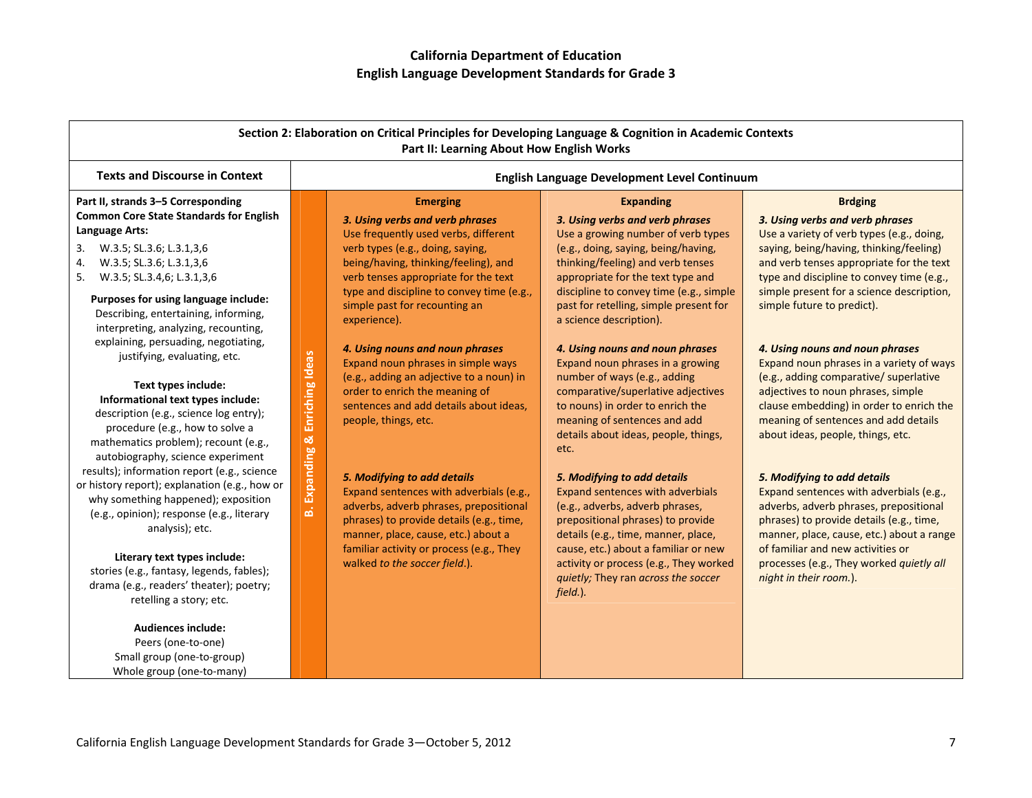## California Department of Education
## English Language Development Standards for Grade 3

| Section 2: Elaboration on Critical Principles for Developing Language & Cognition in Academic Contexts<br>Part II: Learning About How English Works | | | | |
|---|---|---|---|---|
| **Texts and Discourse in Context** | | **English Language Development Level Continuum** | | |
| **Part II, strands 3–5 Corresponding Common Core State Standards for English Language Arts:**<br>3. W.3.5; SL.3.6; L.3.1,3,6<br>4. W.3.5; SL.3.6; L.3.1,3,6<br>5. W.3.5; SL.3.4,6; L.3.1,3,6<br><br>**Purposes for using language include:**<br>Describing, entertaining, informing, interpreting, analyzing, recounting, explaining, persuading, negotiating, justifying, evaluating, etc.<br><br>**Text types include:**<br>**Informational text types include:**<br>description (e.g., science log entry); procedure (e.g., how to solve a mathematics problem); recount (e.g., autobiography, science experiment results); information report (e.g., science or history report); explanation (e.g., how or why something happened); exposition (e.g., opinion); response (e.g., literary analysis); etc.<br><br>**Literary text types include:**<br>stories (e.g., fantasy, legends, fables); drama (e.g., readers' theater); poetry; retelling a story; etc.<br><br>**Audiences include:**<br>Peers (one-to-one)<br>Small group (one-to-group)<br>Whole group (one-to-many) | **B. Expanding & Enriching Ideas** | **Emerging**<br><br>***3. Using verbs and verb phrases***<br>Use frequently used verbs, different verb types (e.g., doing, saying, being/having, thinking/feeling), and verb tenses appropriate for the text type and discipline to convey time (e.g., simple past for recounting an experience).<br><br>***4. Using nouns and noun phrases***<br>Expand noun phrases in simple ways (e.g., adding an adjective to a noun) in order to enrich the meaning of sentences and add details about ideas, people, things, etc.<br><br>***5. Modifying to add details***<br>Expand sentences with adverbials (e.g., adverbs, adverb phrases, prepositional phrases) to provide details (e.g., time, manner, place, cause, etc.) about a familiar activity or process (e.g., They walked *to the soccer field*.). | **Expanding**<br><br>***3. Using verbs and verb phrases***<br>Use a growing number of verb types (e.g., doing, saying, being/having, thinking/feeling) and verb tenses appropriate for the text type and discipline to convey time (e.g., simple past for retelling, simple present for a science description).<br><br>***4. Using nouns and noun phrases***<br>Expand noun phrases in a growing number of ways (e.g., adding comparative/superlative adjectives to nouns) in order to enrich the meaning of sentences and add details about ideas, people, things, etc.<br><br>***5. Modifying to add details***<br>Expand sentences with adverbials (e.g., adverbs, adverb phrases, prepositional phrases) to provide details (e.g., time, manner, place, cause, etc.) about a familiar or new activity or process (e.g., They worked *quietly;* They ran *across the soccer field.*). | **Brdging**<br><br>***3. Using verbs and verb phrases***<br>Use a variety of verb types (e.g., doing, saying, being/having, thinking/feeling) and verb tenses appropriate for the text type and discipline to convey time (e.g., simple present for a science description, simple future to predict).<br><br>***4. Using nouns and noun phrases***<br>Expand noun phrases in a variety of ways (e.g., adding comparative/ superlative adjectives to noun phrases, simple clause embedding) in order to enrich the meaning of sentences and add details about ideas, people, things, etc.<br><br>***5. Modifying to add details***<br>Expand sentences with adverbials (e.g., adverbs, adverb phrases, prepositional phrases) to provide details (e.g., time, manner, place, cause, etc.) about a range of familiar and new activities or processes (e.g., They worked *quietly all night in their room.*). |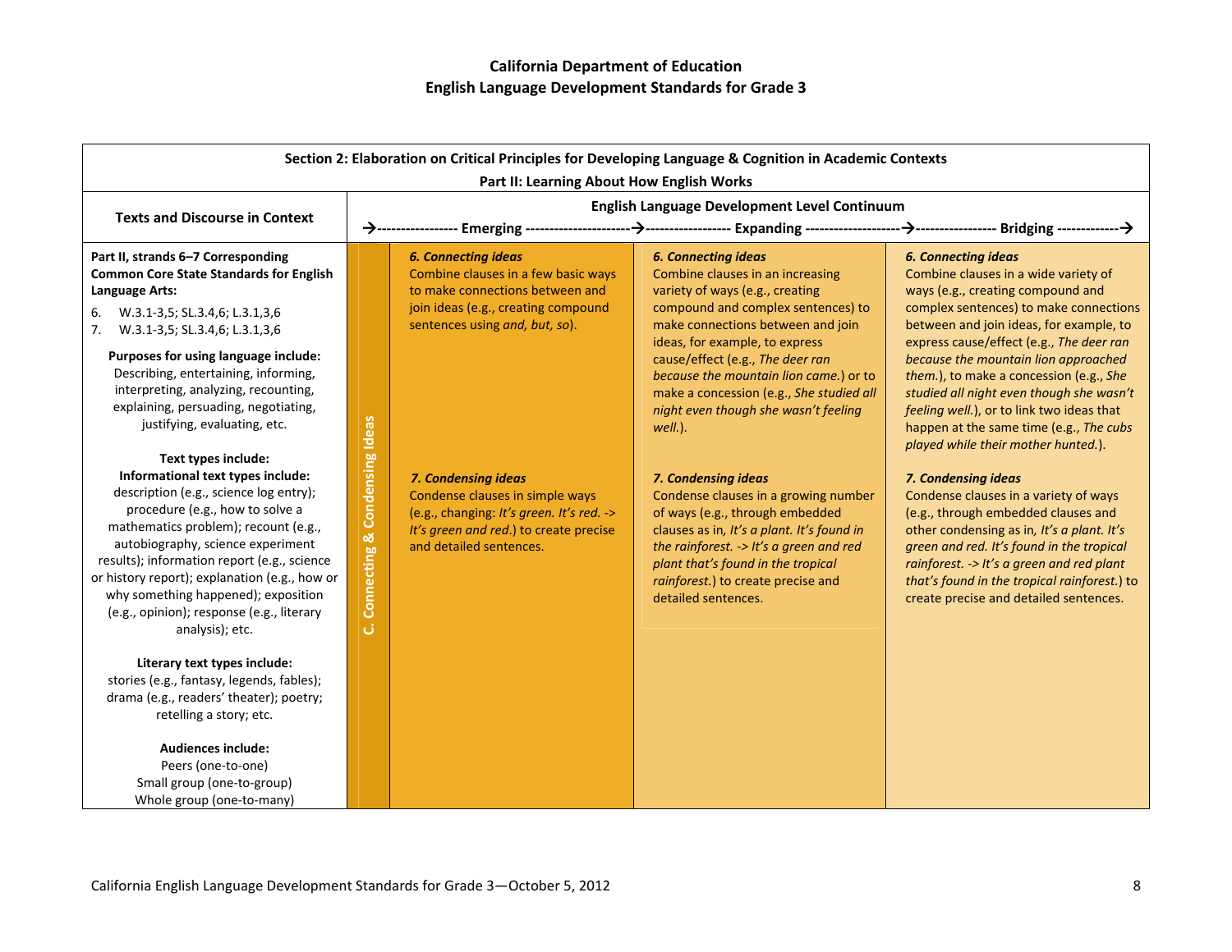# California Department of Education
# English Language Development Standards for Grade 3

| Section 2: Elaboration on Critical Principles for Developing Language & Cognition in Academic Contexts<br>Part II: Learning About How English Works | | | | |
|---|---|---|---|---|
| **Texts and Discourse in Context** | | **English Language Development Level Continuum**<br>→---------------- Emerging ----------------→ | ---------------- Expanding ----------------→ | ---------------- Bridging ----------------→ |
| **Part II, strands 6–7 Corresponding Common Core State Standards for English Language Arts:**<br>6. W.3.1-3,5; SL.3.4,6; L.3.1,3,6<br>7. W.3.1-3,5; SL.3.4,6; L.3.1,3,6<br><br>**Purposes for using language include:**<br>Describing, entertaining, informing, interpreting, analyzing, recounting, explaining, persuading, negotiating, justifying, evaluating, etc.<br><br>**Text types include:**<br>**Informational text types include:**<br>description (e.g., science log entry); procedure (e.g., how to solve a mathematics problem); recount (e.g., autobiography, science experiment results); information report (e.g., science or history report); explanation (e.g., how or why something happened); exposition (e.g., opinion); response (e.g., literary analysis); etc.<br><br>**Literary text types include:**<br>stories (e.g., fantasy, legends, fables); drama (e.g., readers' theater); poetry; retelling a story; etc.<br><br>**Audiences include:**<br>Peers (one-to-one)<br>Small group (one-to-group)<br>Whole group (one-to-many) | **C. Connecting & Condensing Ideas** | ***6. Connecting ideas***<br>Combine clauses in a few basic ways to make connections between and join ideas (e.g., creating compound sentences using *and, but, so*).<br><br>***7. Condensing ideas***<br>Condense clauses in simple ways (e.g., changing: *It's green. It's red. -> It's green and red.*) to create precise and detailed sentences. | ***6. Connecting ideas***<br>Combine clauses in an increasing variety of ways (e.g., creating compound and complex sentences) to make connections between and join ideas, for example, to express cause/effect (e.g., *The deer ran because the mountain lion came.*) or to make a concession (e.g., *She studied all night even though she wasn't feeling well.*).<br><br>***7. Condensing ideas***<br>Condense clauses in a growing number of ways (e.g., through embedded clauses as in, *It's a plant. It's found in the rainforest. -> It's a green and red plant that's found in the tropical rainforest.*) to create precise and detailed sentences. | ***6. Connecting ideas***<br>Combine clauses in a wide variety of ways (e.g., creating compound and complex sentences) to make connections between and join ideas, for example, to express cause/effect (e.g., *The deer ran because the mountain lion approached them.*), to make a concession (e.g., *She studied all night even though she wasn't feeling well.*), or to link two ideas that happen at the same time (e.g., *The cubs played while their mother hunted.*).<br><br>***7. Condensing ideas***<br>Condense clauses in a variety of ways (e.g., through embedded clauses and other condensing as in, *It's a plant. It's green and red. It's found in the tropical rainforest. -> It's a green and red plant that's found in the tropical rainforest.*) to create precise and detailed sentences. |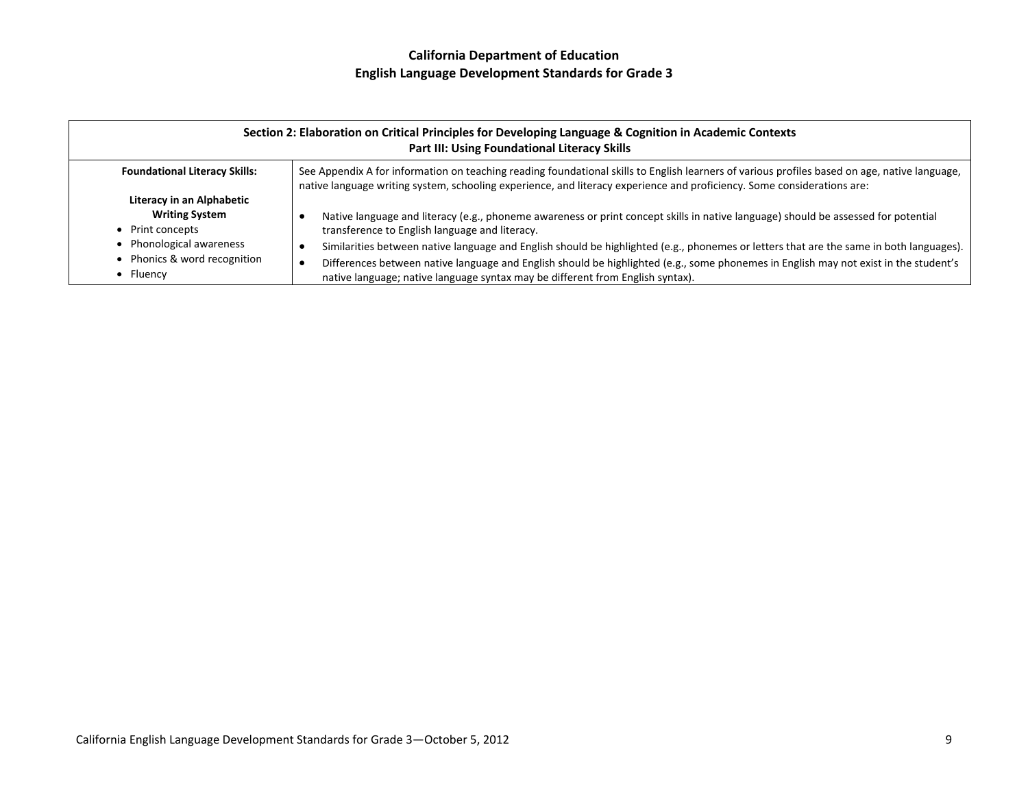# California Department of Education
## English Language Development Standards for Grade 3

| Section 2: Elaboration on Critical Principles for Developing Language & Cognition in Academic Contexts<br>Part III: Using Foundational Literacy Skills | |
|---|---|
| **Foundational Literacy Skills:**<br><br>**Literacy in an Alphabetic Writing System**<br>• Print concepts<br>• Phonological awareness<br>• Phonics & word recognition<br>• Fluency | See Appendix A for information on teaching reading foundational skills to English learners of various profiles based on age, native language, native language writing system, schooling experience, and literacy experience and proficiency. Some considerations are:<br><br>• Native language and literacy (e.g., phoneme awareness or print concept skills in native language) should be assessed for potential transference to English language and literacy.<br>• Similarities between native language and English should be highlighted (e.g., phonemes or letters that are the same in both languages).<br>• Differences between native language and English should be highlighted (e.g., some phonemes in English may not exist in the student's native language; native language syntax may be different from English syntax). |